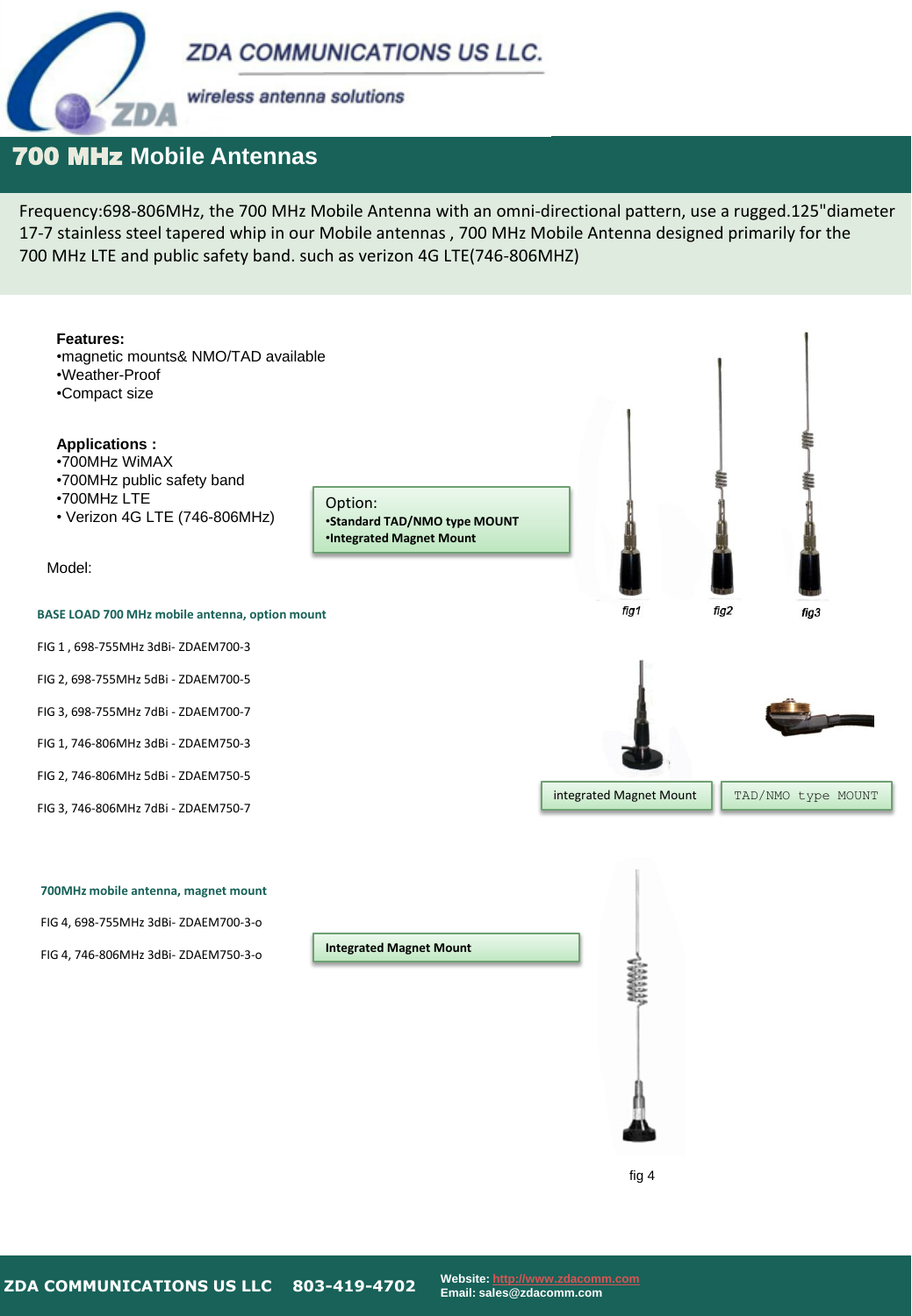ZDA COMMUNICATIONS US LLC.

wireless antenna solutions

# 700 MHz Mobile Antennas

Frequency:698-806MHz, the 700 MHz Mobile Antenna with an omni-directional pattern, use a rugged.125"diameter 17-7 stainless steel tapered whip in our Mobile antennas , 700 MHz Mobile Antenna designed primarily for the 700 MHz LTE and public safety band. such as verizon 4G LTE(746-806MHZ)

**Features:**

- magnetic mounts& NMO/TAD available
- Weather-Proof
- Compact size

**Applications :**

- 700MHz WiMAX
- 700MHz public safety band
- 700MHz LTE
- Verizon 4G LTE (746-806MHz)

Option:

- **Standard TAD/NMO type MOUNT**
- **Integrated Magnet Mount**

fig1 fig2 fig3

Model:

**BASE LOAD 700 MHz mobile antenna, option mount**

FIG 1 , 698-755MHz 3dBi- ZDAEM700-3

FIG 2, 698-755MHz 5dBi - ZDAEM700-5

FIG 3, 698-755MHz 7dBi - ZDAEM700-7

FIG 1, 746-806MHz 3dBi - ZDAEM750-3

FIG 2, 746-806MHz 5dBi - ZDAEM750-5

FIG 3, 746-806MHz 7dBi - ZDAEM750-7

integrated Magnet Mount

TAD/NMO type MOUNT

**700MHz mobile antenna, magnet mount**

FIG 4, 698-755MHz 3dBi- ZDAEM700-3-o

FIG 4, 746-806MHz 3dBi- ZDAEM750-3-o

**Integrated Magnet Mount**

fig 4

ZDA COMMUNICATIONS US LLC 803-419-4702

Website: http://www.zdacomm.com
Email: sales@zdacomm.com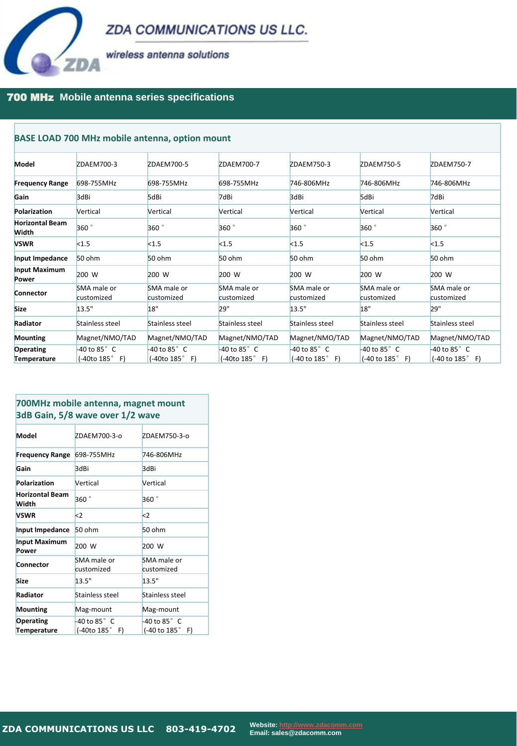# ZDA COMMUNICATIONS US LLC.

*wireless antenna solutions*

## 700 MHz Mobile antenna series specifications

### BASE LOAD 700 MHz mobile antenna, option mount

| Model | ZDAEM700-3 | ZDAEM700-5 | ZDAEM700-7 | ZDAEM750-3 | ZDAEM750-5 | ZDAEM750-7 |
|---|---|---|---|---|---|---|
| Frequency Range | 698-755MHz | 698-755MHz | 698-755MHz | 746-806MHz | 746-806MHz | 746-806MHz |
| Gain | 3dBi | 5dBi | 7dBi | 3dBi | 5dBi | 7dBi |
| Polarization | Vertical | Vertical | Vertical | Vertical | Vertical | Vertical |
| Horizontal Beam Width | 360° | 360° | 360° | 360° | 360° | 360° |
| VSWR | <1.5 | <1.5 | <1.5 | <1.5 | <1.5 | <1.5 |
| Input Impedance | 50 ohm | 50 ohm | 50 ohm | 50 ohm | 50 ohm | 50 ohm |
| Input Maximum Power | 200 W | 200 W | 200 W | 200 W | 200 W | 200 W |
| Connector | SMA male or customized | SMA male or customized | SMA male or customized | SMA male or customized | SMA male or customized | SMA male or customized |
| Size | 13.5" | 18" | 29" | 13.5" | 18" | 29" |
| Radiator | Stainless steel | Stainless steel | Stainless steel | Stainless steel | Stainless steel | Stainless steel |
| Mounting | Magnet/NMO/TAD | Magnet/NMO/TAD | Magnet/NMO/TAD | Magnet/NMO/TAD | Magnet/NMO/TAD | Magnet/NMO/TAD |
| Operating Temperature | -40 to 85° C (-40to 185° F) | -40 to 85° C (-40to 185° F) | -40 to 85° C (-40to 185° F) | -40 to 85° C (-40 to 185° F) | -40 to 85° C (-40 to 185° F) | -40 to 85° C (-40 to 185° F) |

### 700MHz mobile antenna, magnet mount 3dB Gain, 5/8 wave over 1/2 wave

| Model | ZDAEM700-3-o | ZDAEM750-3-o |
|---|---|---|
| Frequency Range | 698-755MHz | 746-806MHz |
| Gain | 3dBi | 3dBi |
| Polarization | Vertical | Vertical |
| Horizontal Beam Width | 360° | 360° |
| VSWR | <2 | <2 |
| Input Impedance | 50 ohm | 50 ohm |
| Input Maximum Power | 200 W | 200 W |
| Connector | SMA male or customized | SMA male or customized |
| Size | 13.5" | 13.5" |
| Radiator | Stainless steel | Stainless steel |
| Mounting | Mag-mount | Mag-mount |
| Operating Temperature | -40 to 85° C (-40to 185° F) | -40 to 85° C (-40 to 185° F) |

**ZDA COMMUNICATIONS US LLC 803-419-4702**

**Website:** http://www.zdacomm.com
**Email:** sales@zdacomm.com